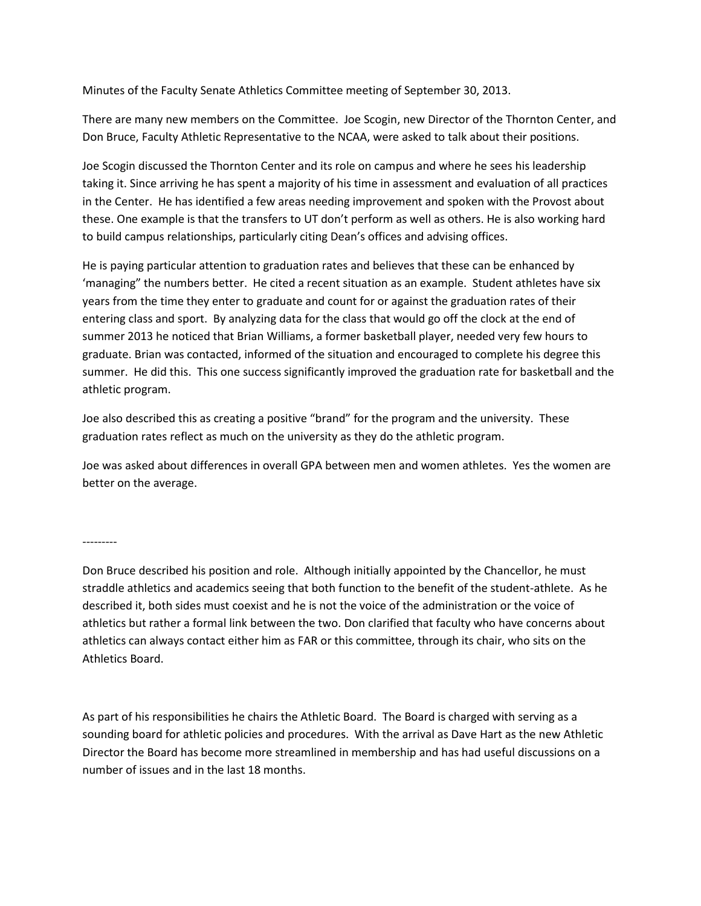Minutes of the Faculty Senate Athletics Committee meeting of September 30, 2013.

There are many new members on the Committee. Joe Scogin, new Director of the Thornton Center, and Don Bruce, Faculty Athletic Representative to the NCAA, were asked to talk about their positions.

Joe Scogin discussed the Thornton Center and its role on campus and where he sees his leadership taking it. Since arriving he has spent a majority of his time in assessment and evaluation of all practices in the Center. He has identified a few areas needing improvement and spoken with the Provost about these. One example is that the transfers to UT don't perform as well as others. He is also working hard to build campus relationships, particularly citing Dean's offices and advising offices.

He is paying particular attention to graduation rates and believes that these can be enhanced by 'managing" the numbers better. He cited a recent situation as an example. Student athletes have six years from the time they enter to graduate and count for or against the graduation rates of their entering class and sport. By analyzing data for the class that would go off the clock at the end of summer 2013 he noticed that Brian Williams, a former basketball player, needed very few hours to graduate. Brian was contacted, informed of the situation and encouraged to complete his degree this summer. He did this. This one success significantly improved the graduation rate for basketball and the athletic program.

Joe also described this as creating a positive "brand" for the program and the university. These graduation rates reflect as much on the university as they do the athletic program.

Joe was asked about differences in overall GPA between men and women athletes. Yes the women are better on the average.

---------

Don Bruce described his position and role. Although initially appointed by the Chancellor, he must straddle athletics and academics seeing that both function to the benefit of the student-athlete. As he described it, both sides must coexist and he is not the voice of the administration or the voice of athletics but rather a formal link between the two. Don clarified that faculty who have concerns about athletics can always contact either him as FAR or this committee, through its chair, who sits on the Athletics Board.

As part of his responsibilities he chairs the Athletic Board. The Board is charged with serving as a sounding board for athletic policies and procedures. With the arrival as Dave Hart as the new Athletic Director the Board has become more streamlined in membership and has had useful discussions on a number of issues and in the last 18 months.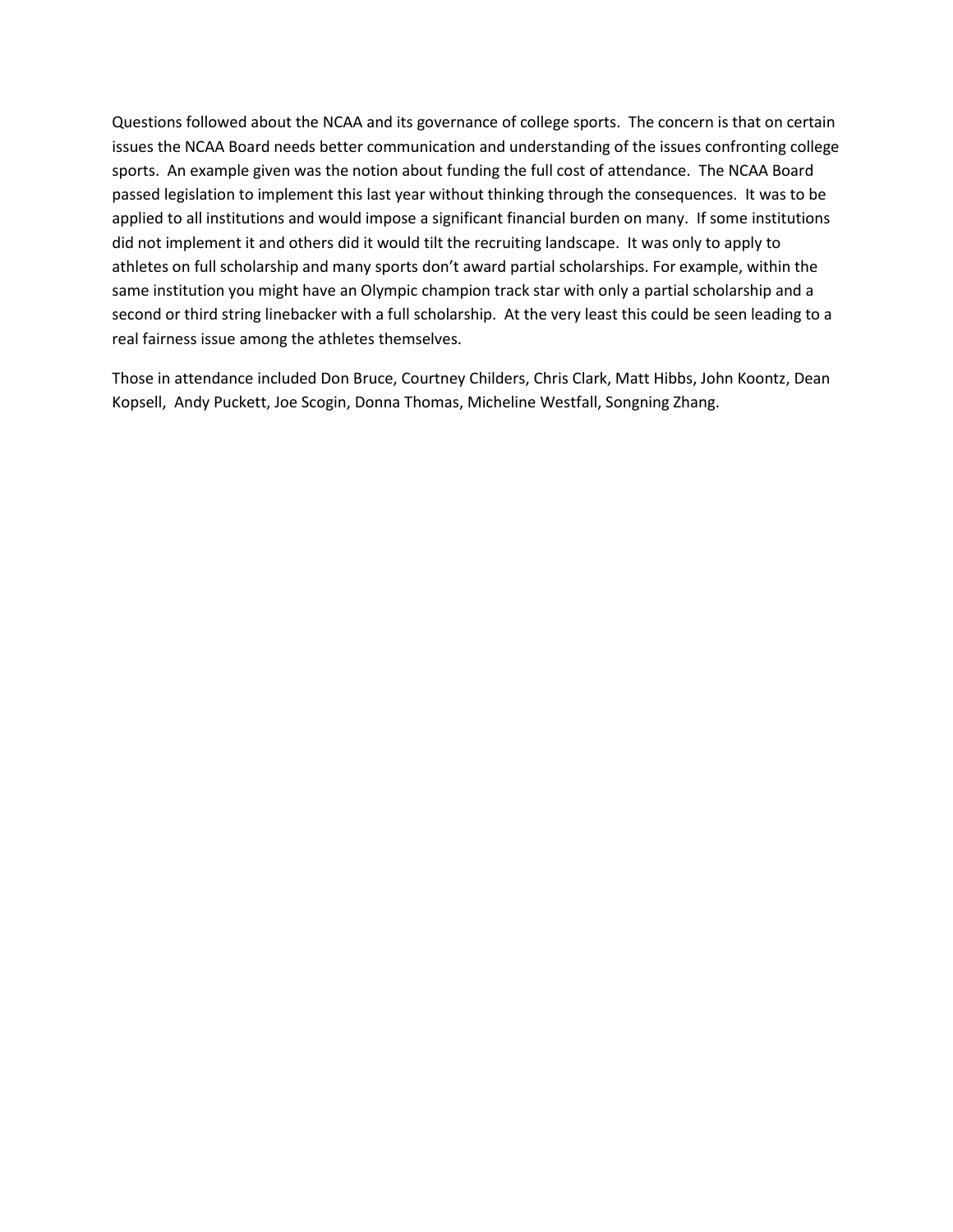Questions followed about the NCAA and its governance of college sports. The concern is that on certain issues the NCAA Board needs better communication and understanding of the issues confronting college sports. An example given was the notion about funding the full cost of attendance. The NCAA Board passed legislation to implement this last year without thinking through the consequences. It was to be applied to all institutions and would impose a significant financial burden on many. If some institutions did not implement it and others did it would tilt the recruiting landscape. It was only to apply to athletes on full scholarship and many sports don't award partial scholarships. For example, within the same institution you might have an Olympic champion track star with only a partial scholarship and a second or third string linebacker with a full scholarship. At the very least this could be seen leading to a real fairness issue among the athletes themselves.

Those in attendance included Don Bruce, Courtney Childers, Chris Clark, Matt Hibbs, John Koontz, Dean Kopsell, Andy Puckett, Joe Scogin, Donna Thomas, Micheline Westfall, Songning Zhang.